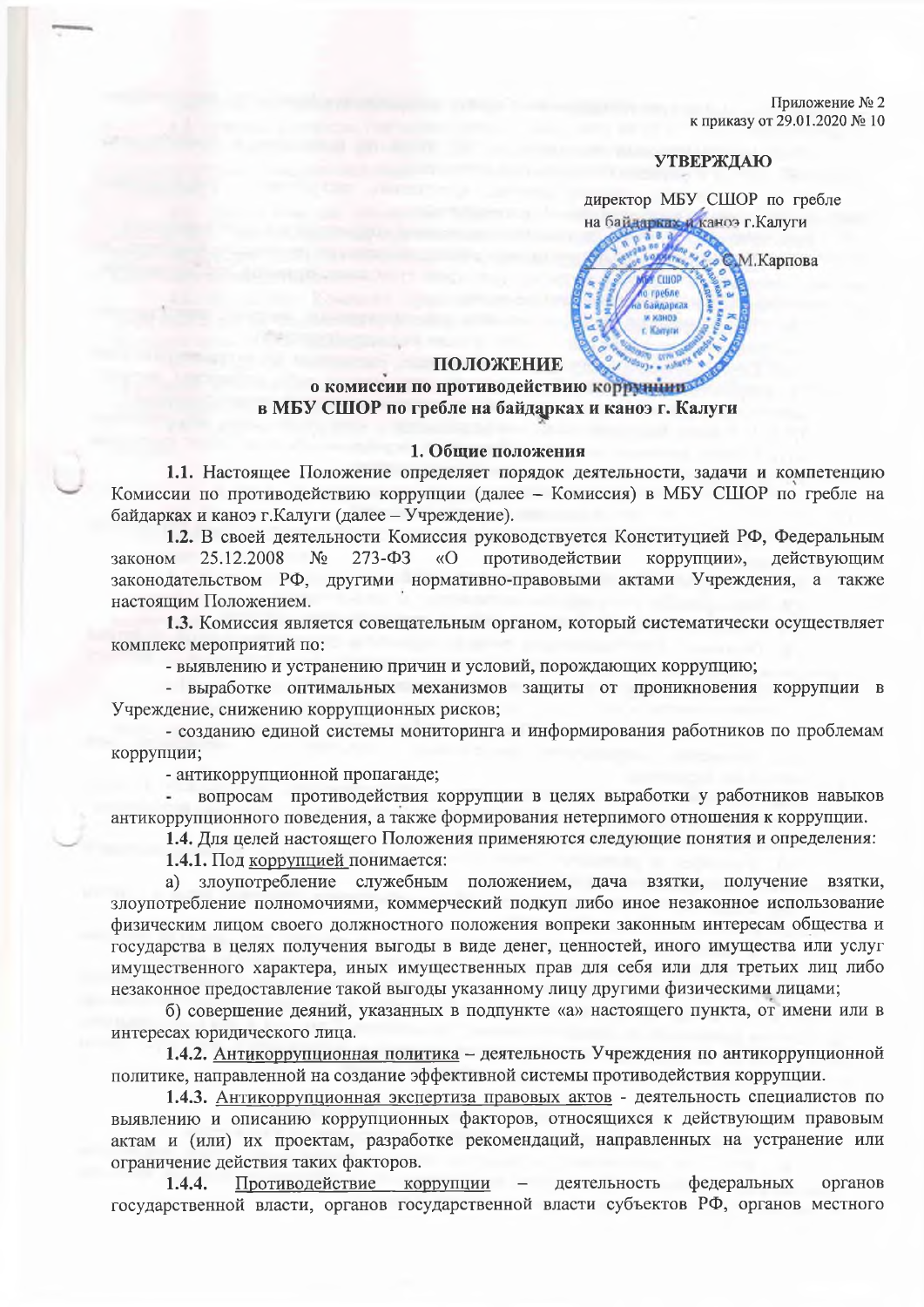Приложение № 2
к приказу от 29.01.2020 № 10

**УТВЕРЖДАЮ**

директор МБУ СШОР по гребле на байдарках и каноэ г.Калуги

С.М.Карпова

## ПОЛОЖЕНИЕ
## о комиссии по противодействию коррупции в МБУ СШОР по гребле на байдарках и каноэ г. Калуги

### 1. Общие положения

**1.1.** Настоящее Положение определяет порядок деятельности, задачи и компетенцию Комиссии по противодействию коррупции (далее – Комиссия) в МБУ СШОР по гребле на байдарках и каноэ г.Калуги (далее – Учреждение).

**1.2.** В своей деятельности Комиссия руководствуется Конституцией РФ, Федеральным законом 25.12.2008 № 273-ФЗ «О противодействии коррупции», действующим законодательством РФ, другими нормативно-правовыми актами Учреждения, а также настоящим Положением.

**1.3.** Комиссия является совещательным органом, который систематически осуществляет комплекс мероприятий по:

- выявлению и устранению причин и условий, порождающих коррупцию;
- выработке оптимальных механизмов защиты от проникновения коррупции в Учреждение, снижению коррупционных рисков;
- созданию единой системы мониторинга и информирования работников по проблемам коррупции;
- антикоррупционной пропаганде;
- вопросам противодействия коррупции в целях выработки у работников навыков антикоррупционного поведения, а также формирования нетерпимого отношения к коррупции.

**1.4.** Для целей настоящего Положения применяются следующие понятия и определения:

**1.4.1.** Под коррупцией понимается:

а) злоупотребление служебным положением, дача взятки, получение взятки, злоупотребление полномочиями, коммерческий подкуп либо иное незаконное использование физическим лицом своего должностного положения вопреки законным интересам общества и государства в целях получения выгоды в виде денег, ценностей, иного имущества или услуг имущественного характера, иных имущественных прав для себя или для третьих лиц либо незаконное предоставление такой выгоды указанному лицу другими физическими лицами;

б) совершение деяний, указанных в подпункте «а» настоящего пункта, от имени или в интересах юридического лица.

**1.4.2.** Антикоррупционная политика – деятельность Учреждения по антикоррупционной политике, направленной на создание эффективной системы противодействия коррупции.

**1.4.3.** Антикоррупционная экспертиза правовых актов - деятельность специалистов по выявлению и описанию коррупционных факторов, относящихся к действующим правовым актам и (или) их проектам, разработке рекомендаций, направленных на устранение или ограничение действия таких факторов.

**1.4.4.** Противодействие коррупции – деятельность федеральных органов государственной власти, органов государственной власти субъектов РФ, органов местного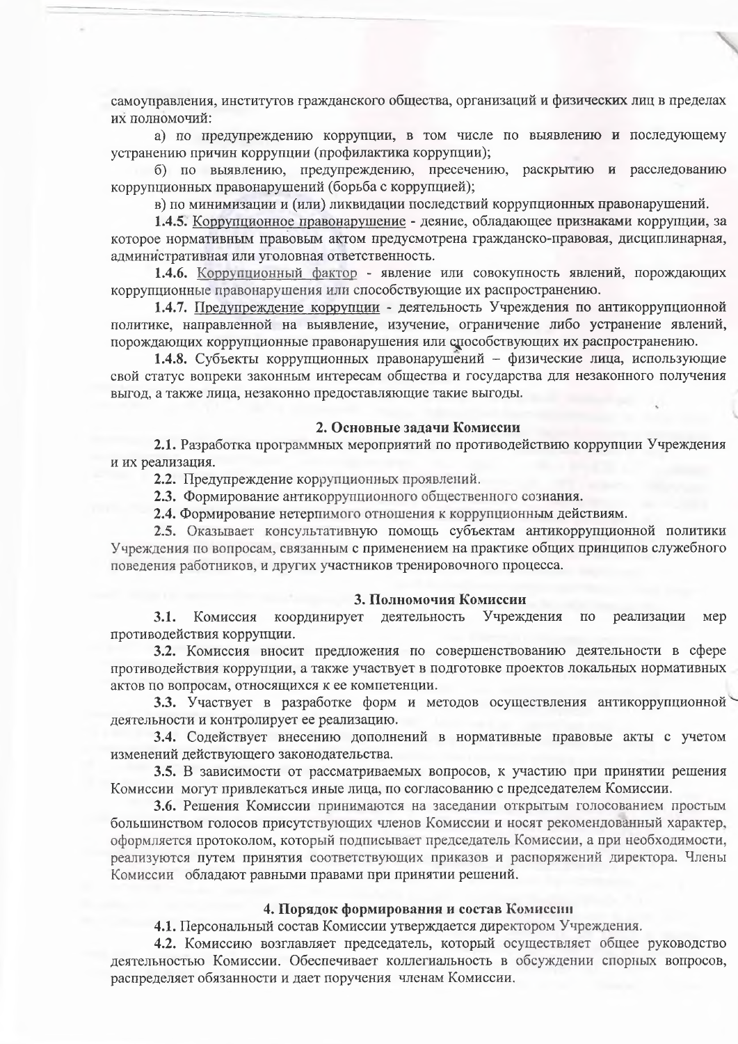самоуправления, институтов гражданского общества, организаций и физических лиц в пределах их полномочий:

а) по предупреждению коррупции, в том числе по выявлению и последующему устранению причин коррупции (профилактика коррупции);

б) по выявлению, предупреждению, пресечению, раскрытию и расследованию коррупционных правонарушений (борьба с коррупцией);

в) по минимизации и (или) ликвидации последствий коррупционных правонарушений.

**1.4.5.** Коррупционное правонарушение - деяние, обладающее признаками коррупции, за которое нормативным правовым актом предусмотрена гражданско-правовая, дисциплинарная, административная или уголовная ответственность.

**1.4.6.** Коррупционный фактор - явление или совокупность явлений, порождающих коррупционные правонарушения или способствующие их распространению.

**1.4.7.** Предупреждение коррупции - деятельность Учреждения по антикоррупционной политике, направленной на выявление, изучение, ограничение либо устранение явлений, порождающих коррупционные правонарушения или способствующих их распространению.

**1.4.8.** Субъекты коррупционных правонарушений – физические лица, использующие свой статус вопреки законным интересам общества и государства для незаконного получения выгод, а также лица, незаконно предоставляющие такие выгоды.

## 2. Основные задачи Комиссии

**2.1.** Разработка программных мероприятий по противодействию коррупции Учреждения и их реализация.

**2.2.** Предупреждение коррупционных проявлений.

**2.3.** Формирование антикоррупционного общественного сознания.

**2.4.** Формирование нетерпимого отношения к коррупционным действиям.

**2.5.** Оказывает консультативную помощь субъектам антикоррупционной политики Учреждения по вопросам, связанным с применением на практике общих принципов служебного поведения работников, и других участников тренировочного процесса.

## 3. Полномочия Комиссии

**3.1.** Комиссия координирует деятельность Учреждения по реализации мер противодействия коррупции.

**3.2.** Комиссия вносит предложения по совершенствованию деятельности в сфере противодействия коррупции, а также участвует в подготовке проектов локальных нормативных актов по вопросам, относящихся к ее компетенции.

**3.3.** Участвует в разработке форм и методов осуществления антикоррупционной деятельности и контролирует ее реализацию.

**3.4.** Содействует внесению дополнений в нормативные правовые акты с учетом изменений действующего законодательства.

**3.5.** В зависимости от рассматриваемых вопросов, к участию при принятии решения Комиссии могут привлекаться иные лица, по согласованию с председателем Комиссии.

**3.6.** Решения Комиссии принимаются на заседании открытым голосованием простым большинством голосов присутствующих членов Комиссии и носят рекомендованный характер, оформляется протоколом, который подписывает председатель Комиссии, а при необходимости, реализуются путем принятия соответствующих приказов и распоряжений директора. Члены Комиссии обладают равными правами при принятии решений.

## 4. Порядок формирования и состав Комиссии

**4.1.** Персональный состав Комиссии утверждается директором Учреждения.

**4.2.** Комиссию возглавляет председатель, который осуществляет общее руководство деятельностью Комиссии. Обеспечивает коллегиальность в обсуждении спорных вопросов, распределяет обязанности и дает поручения членам Комиссии.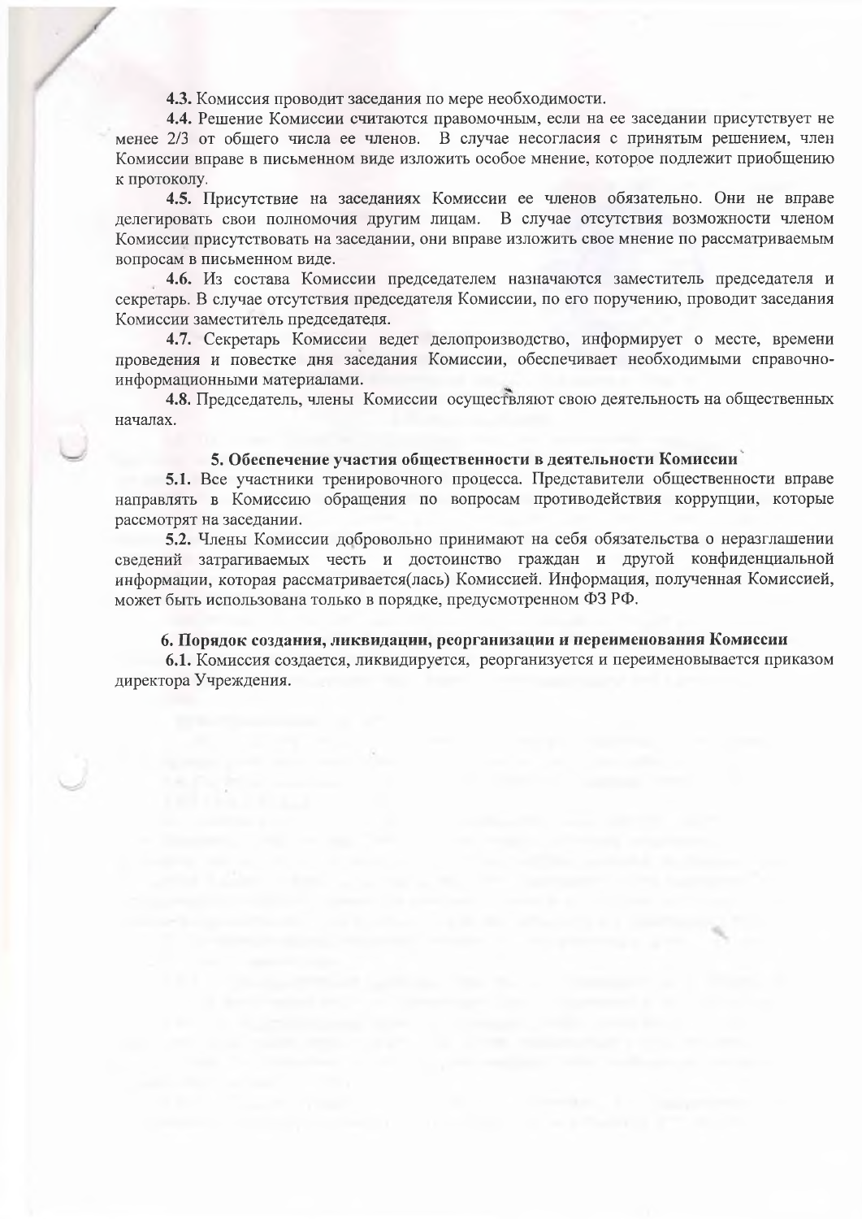**4.3.** Комиссия проводит заседания по мере необходимости.

**4.4.** Решение Комиссии считаются правомочным, если на ее заседании присутствует не менее 2/3 от общего числа ее членов. В случае несогласия с принятым решением, член Комиссии вправе в письменном виде изложить особое мнение, которое подлежит приобщению к протоколу.

**4.5.** Присутствие на заседаниях Комиссии ее членов обязательно. Они не вправе делегировать свои полномочия другим лицам. В случае отсутствия возможности членом Комиссии присутствовать на заседании, они вправе изложить свое мнение по рассматриваемым вопросам в письменном виде.

**4.6.** Из состава Комиссии председателем назначаются заместитель председателя и секретарь. В случае отсутствия председателя Комиссии, по его поручению, проводит заседания Комиссии заместитель председателя.

**4.7.** Секретарь Комиссии ведет делопроизводство, информирует о месте, времени проведения и повестке дня заседания Комиссии, обеспечивает необходимыми справочно-информационными материалами.

**4.8.** Председатель, члены Комиссии осуществляют свою деятельность на общественных началах.

## 5. Обеспечение участия общественности в деятельности Комиссии

**5.1.** Все участники тренировочного процесса. Представители общественности вправе направлять в Комиссию обращения по вопросам противодействия коррупции, которые рассмотрят на заседании.

**5.2.** Члены Комиссии добровольно принимают на себя обязательства о неразглашении сведений затрагиваемых честь и достоинство граждан и другой конфиденциальной информации, которая рассматривается(лась) Комиссией. Информация, полученная Комиссией, может быть использована только в порядке, предусмотренном ФЗ РФ.

## 6. Порядок создания, ликвидации, реорганизации и переименования Комиссии

**6.1.** Комиссия создается, ликвидируется, реорганизуется и переименовывается приказом директора Учреждения.